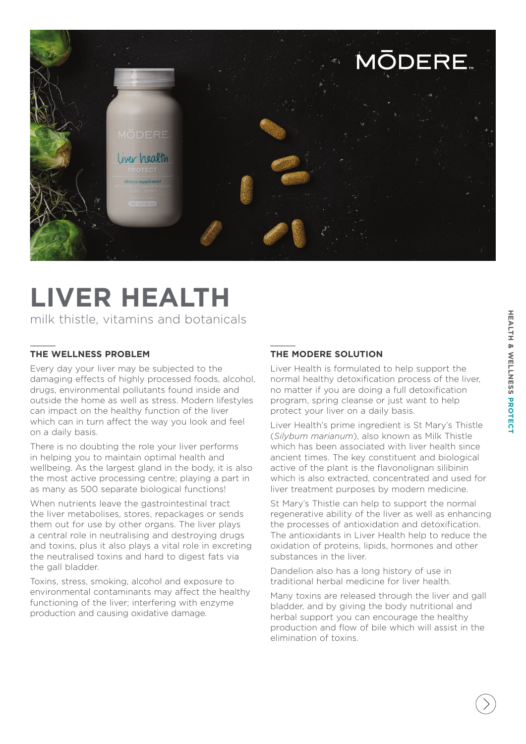# LIVER HEALTH

milk thistle, vitamins and botanicals

## THE WELLNESS PROBLEM

Every day your liver may be subjected to the damaging effects of highly processed foods, alcohol, drugs, environmental pollutants found inside and outside the home as well as stress. Modern lifestyles can impact on the healthy function of the liver which can in turn affect the way you look and feel on a daily basis.

There is no doubting the role your liver performs in helping you to maintain optimal health and wellbeing. As the largest gland in the body, it is also the most active processing centre; playing a part in as many as 500 separate biological functions!

When nutrients leave the gastrointestinal tract the liver metabolises, stores, repackages or sends them out for use by other organs. The liver plays a central role in neutralising and destroying drugs and toxins, plus it also plays a vital role in excreting the neutralised toxins and hard to digest fats via the gall bladder.

Toxins, stress, smoking, alcohol and exposure to environmental contaminants may affect the healthy functioning of the liver; interfering with enzyme production and causing oxidative damage.

## THE MODERE SOLUTION

Liver Health is formulated to help support the normal healthy detoxification process of the liver, no matter if you are doing a full detoxification program, spring cleanse or just want to help protect your liver on a daily basis.

Liver Health's prime ingredient is St Mary's Thistle (*Silybum marianum*), also known as Milk Thistle which has been associated with liver health since ancient times. The key constituent and biological active of the plant is the flavonolignan silibinin which is also extracted, concentrated and used for liver treatment purposes by modern medicine.

St Mary's Thistle can help to support the normal regenerative ability of the liver as well as enhancing the processes of antioxidation and detoxification. The antioxidants in Liver Health help to reduce the oxidation of proteins, lipids, hormones and other substances in the liver.

Dandelion also has a long history of use in traditional herbal medicine for liver health.

Many toxins are released through the liver and gall bladder, and by giving the body nutritional and herbal support you can encourage the healthy production and flow of bile which will assist in the elimination of toxins.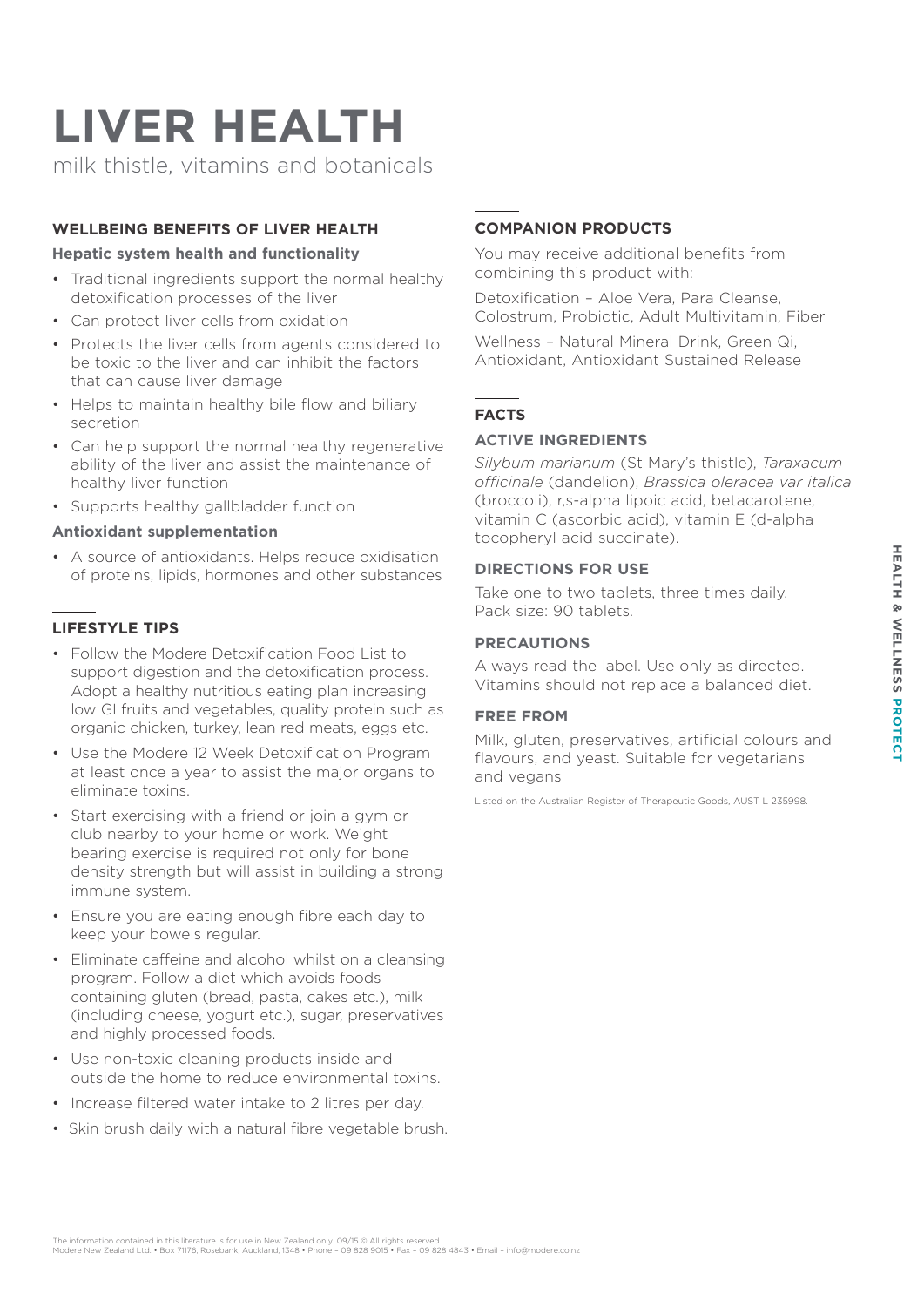# LIVER HEALTH

milk thistle, vitamins and botanicals

## WELLBEING BENEFITS OF LIVER HEALTH

### Hepatic system health and functionality

- Traditional ingredients support the normal healthy detoxification processes of the liver
- Can protect liver cells from oxidation
- Protects the liver cells from agents considered to be toxic to the liver and can inhibit the factors that can cause liver damage
- Helps to maintain healthy bile flow and biliary secretion
- Can help support the normal healthy regenerative ability of the liver and assist the maintenance of healthy liver function
- Supports healthy gallbladder function

### Antioxidant supplementation

- A source of antioxidants. Helps reduce oxidisation of proteins, lipids, hormones and other substances

## LIFESTYLE TIPS

- Follow the Modere Detoxification Food List to support digestion and the detoxification process. Adopt a healthy nutritious eating plan increasing low GI fruits and vegetables, quality protein such as organic chicken, turkey, lean red meats, eggs etc.
- Use the Modere 12 Week Detoxification Program at least once a year to assist the major organs to eliminate toxins.
- Start exercising with a friend or join a gym or club nearby to your home or work. Weight bearing exercise is required not only for bone density strength but will assist in building a strong immune system.
- Ensure you are eating enough fibre each day to keep your bowels regular.
- Eliminate caffeine and alcohol whilst on a cleansing program. Follow a diet which avoids foods containing gluten (bread, pasta, cakes etc.), milk (including cheese, yogurt etc.), sugar, preservatives and highly processed foods.
- Use non-toxic cleaning products inside and outside the home to reduce environmental toxins.
- Increase filtered water intake to 2 litres per day.
- Skin brush daily with a natural fibre vegetable brush.

## COMPANION PRODUCTS

You may receive additional benefits from combining this product with:

Detoxification – Aloe Vera, Para Cleanse, Colostrum, Probiotic, Adult Multivitamin, Fiber

Wellness – Natural Mineral Drink, Green Qi, Antioxidant, Antioxidant Sustained Release

## FACTS

### ACTIVE INGREDIENTS

*Silybum marianum* (St Mary's thistle), *Taraxacum officinale* (dandelion), *Brassica oleracea var italica* (broccoli), r,s-alpha lipoic acid, betacarotene, vitamin C (ascorbic acid), vitamin E (d-alpha tocopheryl acid succinate).

### DIRECTIONS FOR USE

Take one to two tablets, three times daily.
Pack size: 90 tablets.

### PRECAUTIONS

Always read the label. Use only as directed. Vitamins should not replace a balanced diet.

### FREE FROM

Milk, gluten, preservatives, artificial colours and flavours, and yeast. Suitable for vegetarians and vegans

Listed on the Australian Register of Therapeutic Goods, AUST L 235998.

HEALTH & WELLNESS PROTECT

The information contained in this literature is for use in New Zealand only. 09/15 © All rights reserved.
Modere New Zealand Ltd. • Box 71176, Rosebank, Auckland, 1348 • Phone – 09 828 9015 • Fax – 09 828 4843 • Email – info@modere.co.nz